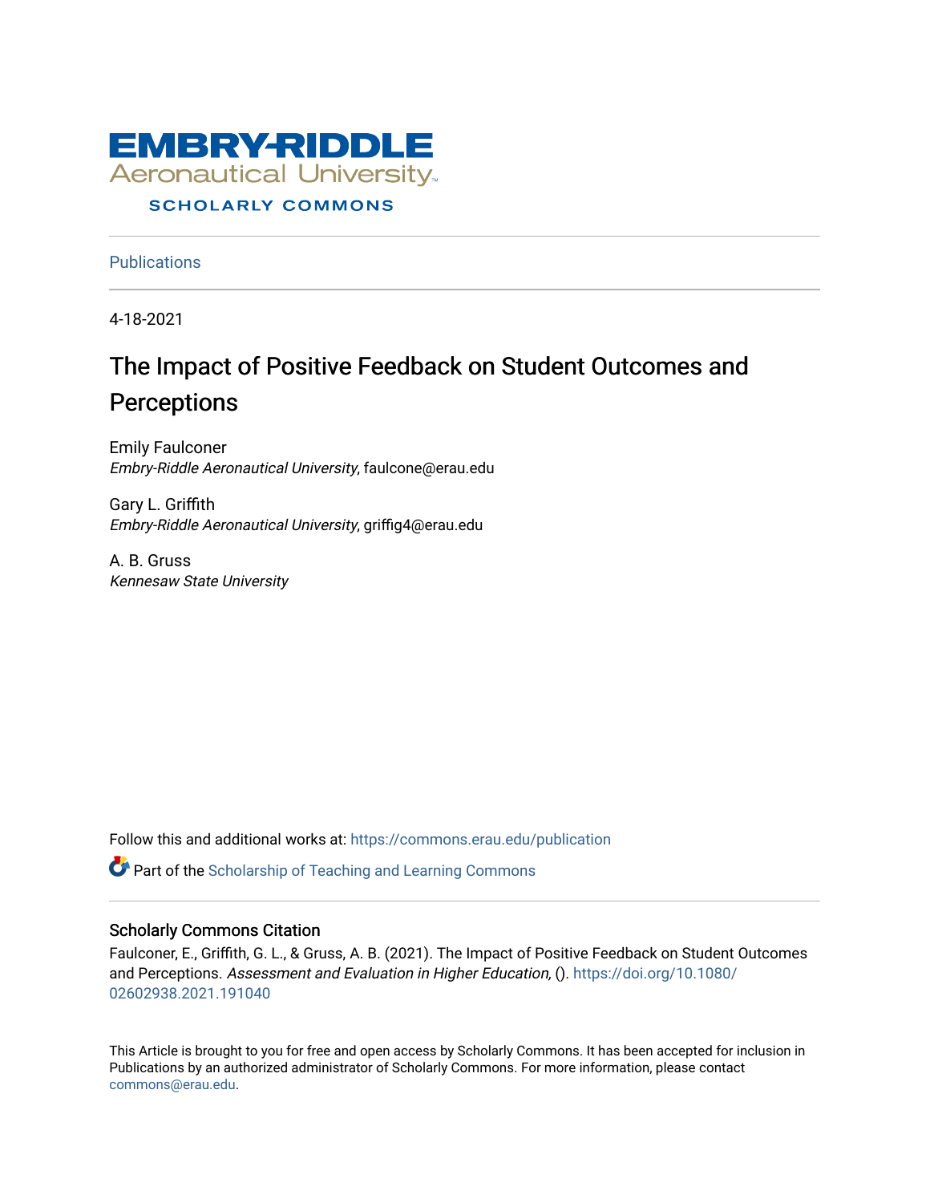EMBRY-RIDDLE
Aeronautical University
SCHOLARLY COMMONS

Publications

4-18-2021

# The Impact of Positive Feedback on Student Outcomes and Perceptions

Emily Faulconer
*Embry-Riddle Aeronautical University*, faulcone@erau.edu

Gary L. Griffith
*Embry-Riddle Aeronautical University*, griffig4@erau.edu

A. B. Gruss
*Kennesaw State University*

Follow this and additional works at: https://commons.erau.edu/publication

Part of the Scholarship of Teaching and Learning Commons

## Scholarly Commons Citation

Faulconer, E., Griffith, G. L., & Gruss, A. B. (2021). The Impact of Positive Feedback on Student Outcomes and Perceptions. *Assessment and Evaluation in Higher Education,* (). https://doi.org/10.1080/02602938.2021.191040

This Article is brought to you for free and open access by Scholarly Commons. It has been accepted for inclusion in Publications by an authorized administrator of Scholarly Commons. For more information, please contact commons@erau.edu.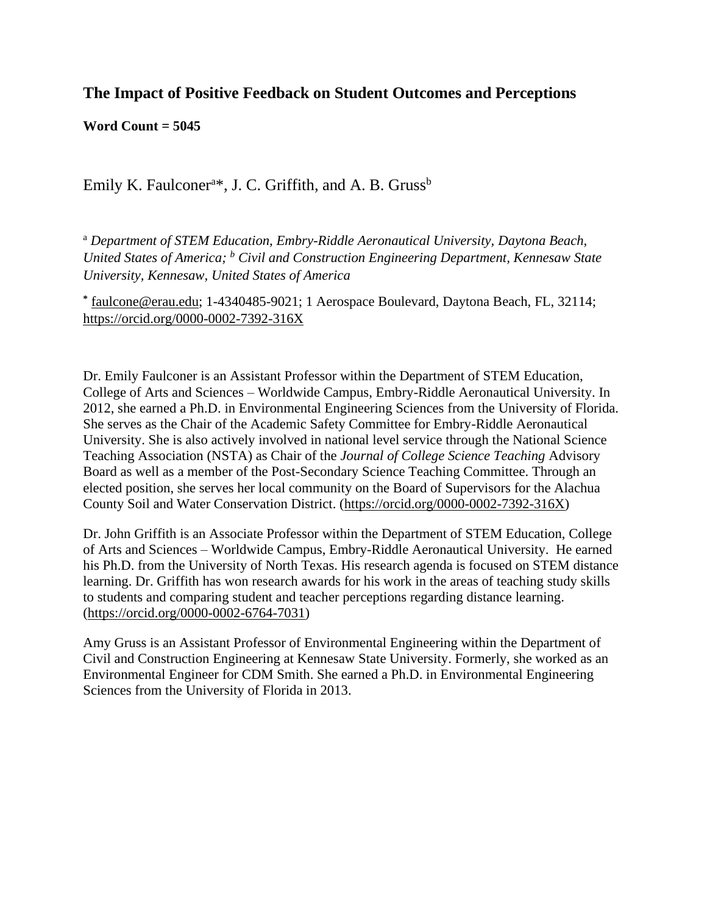## The Impact of Positive Feedback on Student Outcomes and Perceptions

**Word Count = 5045**

Emily K. Faulconer[a]*, J. C. Griffith, and A. B. Gruss[b]

[a] *Department of STEM Education, Embry-Riddle Aeronautical University, Daytona Beach, United States of America;* [b] *Civil and Construction Engineering Department, Kennesaw State University, Kennesaw, United States of America*

\* faulcone@erau.edu; 1-4340485-9021; 1 Aerospace Boulevard, Daytona Beach, FL, 32114; https://orcid.org/0000-0002-7392-316X

Dr. Emily Faulconer is an Assistant Professor within the Department of STEM Education, College of Arts and Sciences – Worldwide Campus, Embry-Riddle Aeronautical University. In 2012, she earned a Ph.D. in Environmental Engineering Sciences from the University of Florida. She serves as the Chair of the Academic Safety Committee for Embry-Riddle Aeronautical University. She is also actively involved in national level service through the National Science Teaching Association (NSTA) as Chair of the *Journal of College Science Teaching* Advisory Board as well as a member of the Post-Secondary Science Teaching Committee. Through an elected position, she serves her local community on the Board of Supervisors for the Alachua County Soil and Water Conservation District. (https://orcid.org/0000-0002-7392-316X)

Dr. John Griffith is an Associate Professor within the Department of STEM Education, College of Arts and Sciences – Worldwide Campus, Embry-Riddle Aeronautical University. He earned his Ph.D. from the University of North Texas. His research agenda is focused on STEM distance learning. Dr. Griffith has won research awards for his work in the areas of teaching study skills to students and comparing student and teacher perceptions regarding distance learning. (https://orcid.org/0000-0002-6764-7031)

Amy Gruss is an Assistant Professor of Environmental Engineering within the Department of Civil and Construction Engineering at Kennesaw State University. Formerly, she worked as an Environmental Engineer for CDM Smith. She earned a Ph.D. in Environmental Engineering Sciences from the University of Florida in 2013.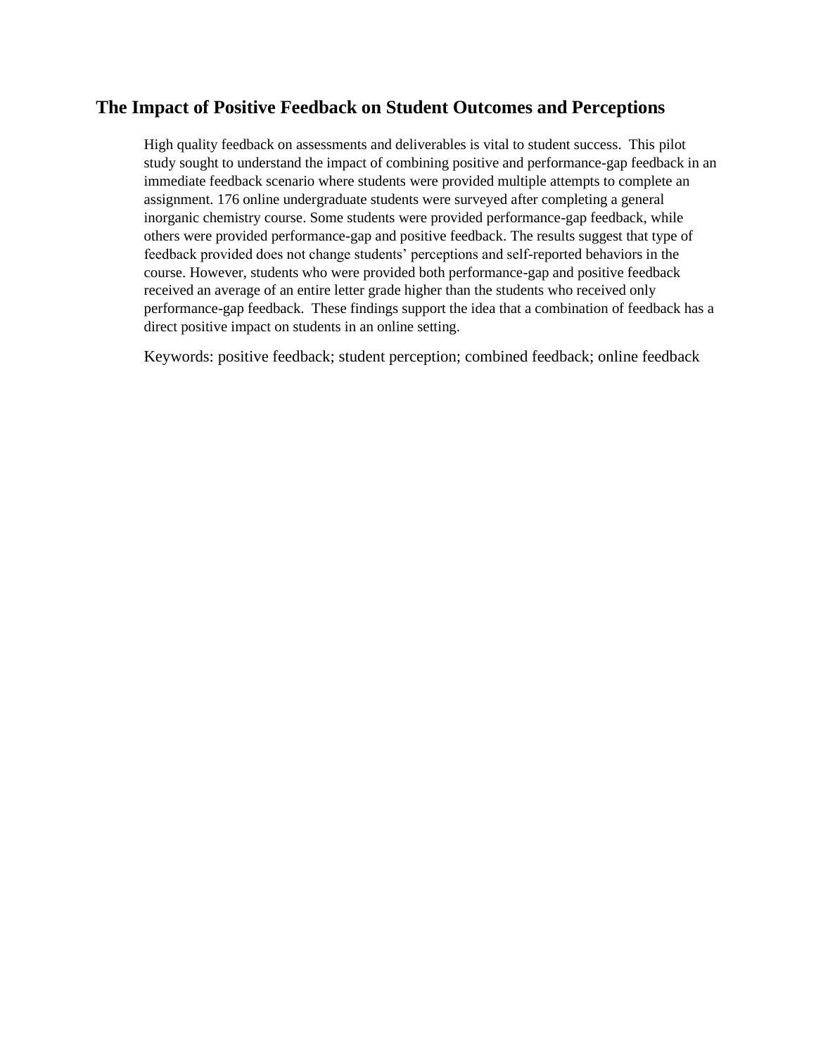# The Impact of Positive Feedback on Student Outcomes and Perceptions

High quality feedback on assessments and deliverables is vital to student success. This pilot study sought to understand the impact of combining positive and performance-gap feedback in an immediate feedback scenario where students were provided multiple attempts to complete an assignment. 176 online undergraduate students were surveyed after completing a general inorganic chemistry course. Some students were provided performance-gap feedback, while others were provided performance-gap and positive feedback. The results suggest that type of feedback provided does not change students' perceptions and self-reported behaviors in the course. However, students who were provided both performance-gap and positive feedback received an average of an entire letter grade higher than the students who received only performance-gap feedback. These findings support the idea that a combination of feedback has a direct positive impact on students in an online setting.

Keywords: positive feedback; student perception; combined feedback; online feedback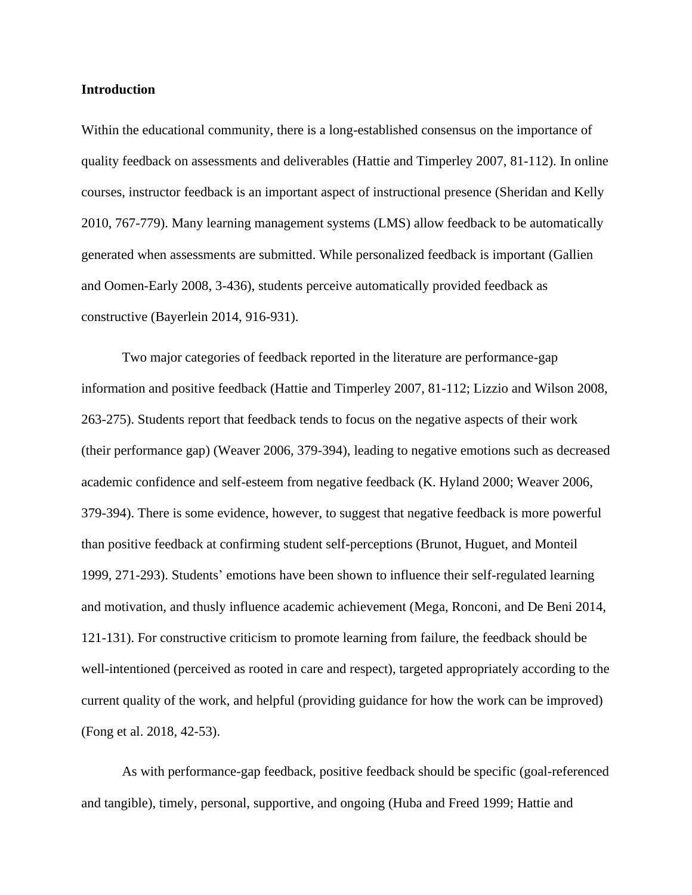**Introduction**

Within the educational community, there is a long-established consensus on the importance of quality feedback on assessments and deliverables (Hattie and Timperley 2007, 81-112). In online courses, instructor feedback is an important aspect of instructional presence (Sheridan and Kelly 2010, 767-779). Many learning management systems (LMS) allow feedback to be automatically generated when assessments are submitted. While personalized feedback is important (Gallien and Oomen-Early 2008, 3-436), students perceive automatically provided feedback as constructive (Bayerlein 2014, 916-931).

Two major categories of feedback reported in the literature are performance-gap information and positive feedback (Hattie and Timperley 2007, 81-112; Lizzio and Wilson 2008, 263-275). Students report that feedback tends to focus on the negative aspects of their work (their performance gap) (Weaver 2006, 379-394), leading to negative emotions such as decreased academic confidence and self-esteem from negative feedback (K. Hyland 2000; Weaver 2006, 379-394). There is some evidence, however, to suggest that negative feedback is more powerful than positive feedback at confirming student self-perceptions (Brunot, Huguet, and Monteil 1999, 271-293). Students' emotions have been shown to influence their self-regulated learning and motivation, and thusly influence academic achievement (Mega, Ronconi, and De Beni 2014, 121-131). For constructive criticism to promote learning from failure, the feedback should be well-intentioned (perceived as rooted in care and respect), targeted appropriately according to the current quality of the work, and helpful (providing guidance for how the work can be improved) (Fong et al. 2018, 42-53).

As with performance-gap feedback, positive feedback should be specific (goal-referenced and tangible), timely, personal, supportive, and ongoing (Huba and Freed 1999; Hattie and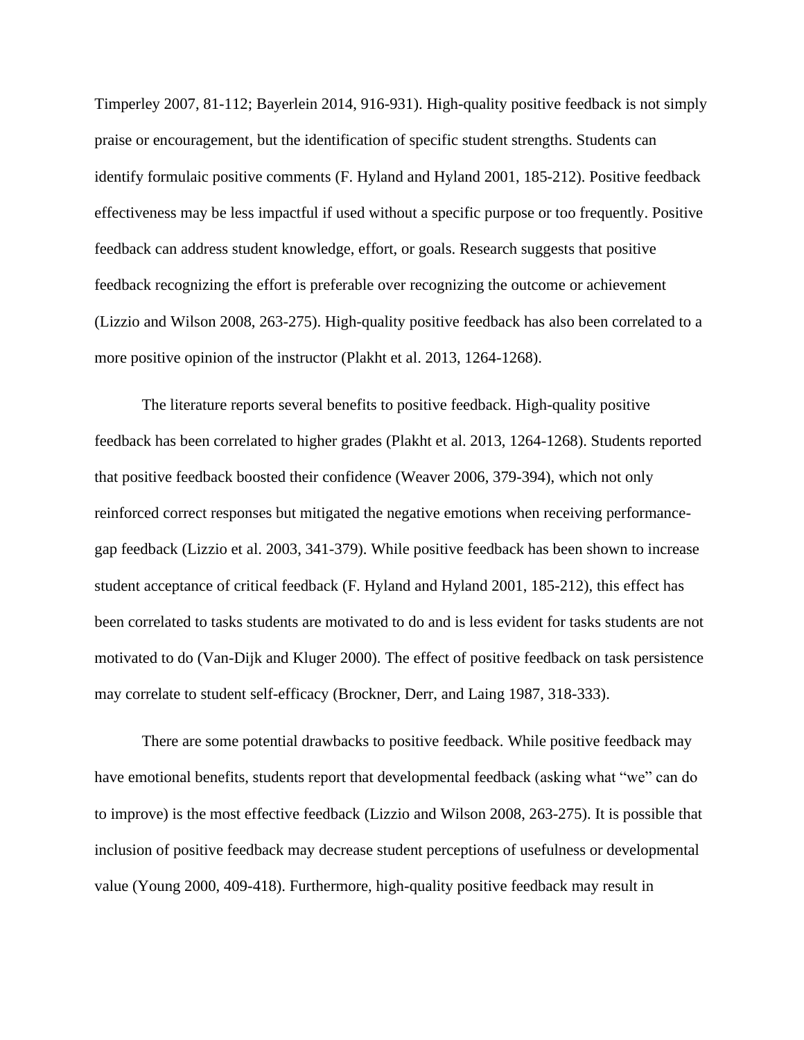Timperley 2007, 81-112; Bayerlein 2014, 916-931). High-quality positive feedback is not simply praise or encouragement, but the identification of specific student strengths. Students can identify formulaic positive comments (F. Hyland and Hyland 2001, 185-212). Positive feedback effectiveness may be less impactful if used without a specific purpose or too frequently. Positive feedback can address student knowledge, effort, or goals. Research suggests that positive feedback recognizing the effort is preferable over recognizing the outcome or achievement (Lizzio and Wilson 2008, 263-275). High-quality positive feedback has also been correlated to a more positive opinion of the instructor (Plakht et al. 2013, 1264-1268).

The literature reports several benefits to positive feedback. High-quality positive feedback has been correlated to higher grades (Plakht et al. 2013, 1264-1268). Students reported that positive feedback boosted their confidence (Weaver 2006, 379-394), which not only reinforced correct responses but mitigated the negative emotions when receiving performance-gap feedback (Lizzio et al. 2003, 341-379). While positive feedback has been shown to increase student acceptance of critical feedback (F. Hyland and Hyland 2001, 185-212), this effect has been correlated to tasks students are motivated to do and is less evident for tasks students are not motivated to do (Van-Dijk and Kluger 2000). The effect of positive feedback on task persistence may correlate to student self-efficacy (Brockner, Derr, and Laing 1987, 318-333).

There are some potential drawbacks to positive feedback. While positive feedback may have emotional benefits, students report that developmental feedback (asking what "we" can do to improve) is the most effective feedback (Lizzio and Wilson 2008, 263-275). It is possible that inclusion of positive feedback may decrease student perceptions of usefulness or developmental value (Young 2000, 409-418). Furthermore, high-quality positive feedback may result in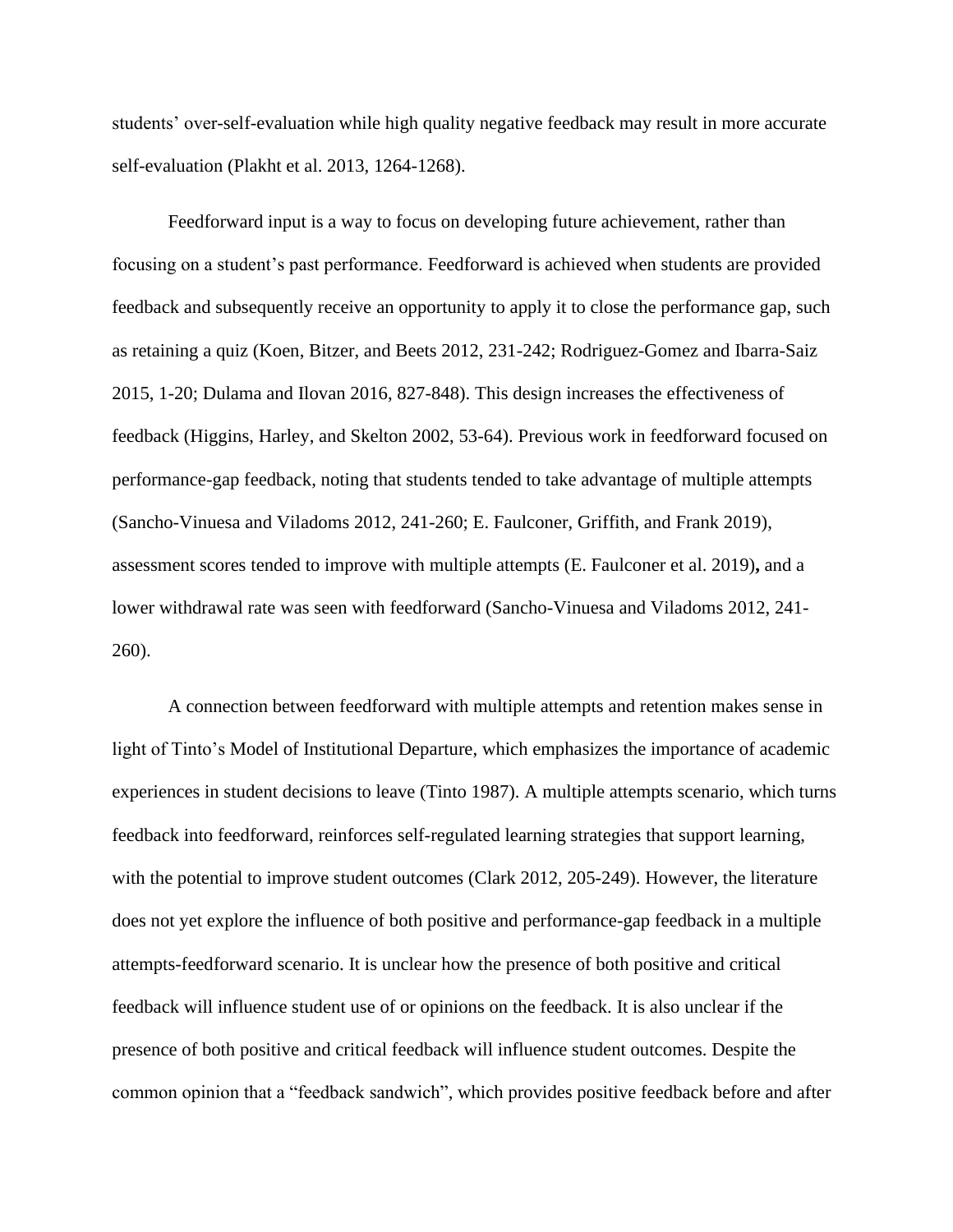students' over-self-evaluation while high quality negative feedback may result in more accurate self-evaluation (Plakht et al. 2013, 1264-1268).

Feedforward input is a way to focus on developing future achievement, rather than focusing on a student's past performance. Feedforward is achieved when students are provided feedback and subsequently receive an opportunity to apply it to close the performance gap, such as retaining a quiz (Koen, Bitzer, and Beets 2012, 231-242; Rodriguez-Gomez and Ibarra-Saiz 2015, 1-20; Dulama and Ilovan 2016, 827-848). This design increases the effectiveness of feedback (Higgins, Harley, and Skelton 2002, 53-64). Previous work in feedforward focused on performance-gap feedback, noting that students tended to take advantage of multiple attempts (Sancho-Vinuesa and Viladoms 2012, 241-260; E. Faulconer, Griffith, and Frank 2019), assessment scores tended to improve with multiple attempts (E. Faulconer et al. 2019)**,** and a lower withdrawal rate was seen with feedforward (Sancho-Vinuesa and Viladoms 2012, 241-260).

A connection between feedforward with multiple attempts and retention makes sense in light of Tinto's Model of Institutional Departure, which emphasizes the importance of academic experiences in student decisions to leave (Tinto 1987). A multiple attempts scenario, which turns feedback into feedforward, reinforces self-regulated learning strategies that support learning, with the potential to improve student outcomes (Clark 2012, 205-249). However, the literature does not yet explore the influence of both positive and performance-gap feedback in a multiple attempts-feedforward scenario. It is unclear how the presence of both positive and critical feedback will influence student use of or opinions on the feedback. It is also unclear if the presence of both positive and critical feedback will influence student outcomes. Despite the common opinion that a "feedback sandwich", which provides positive feedback before and after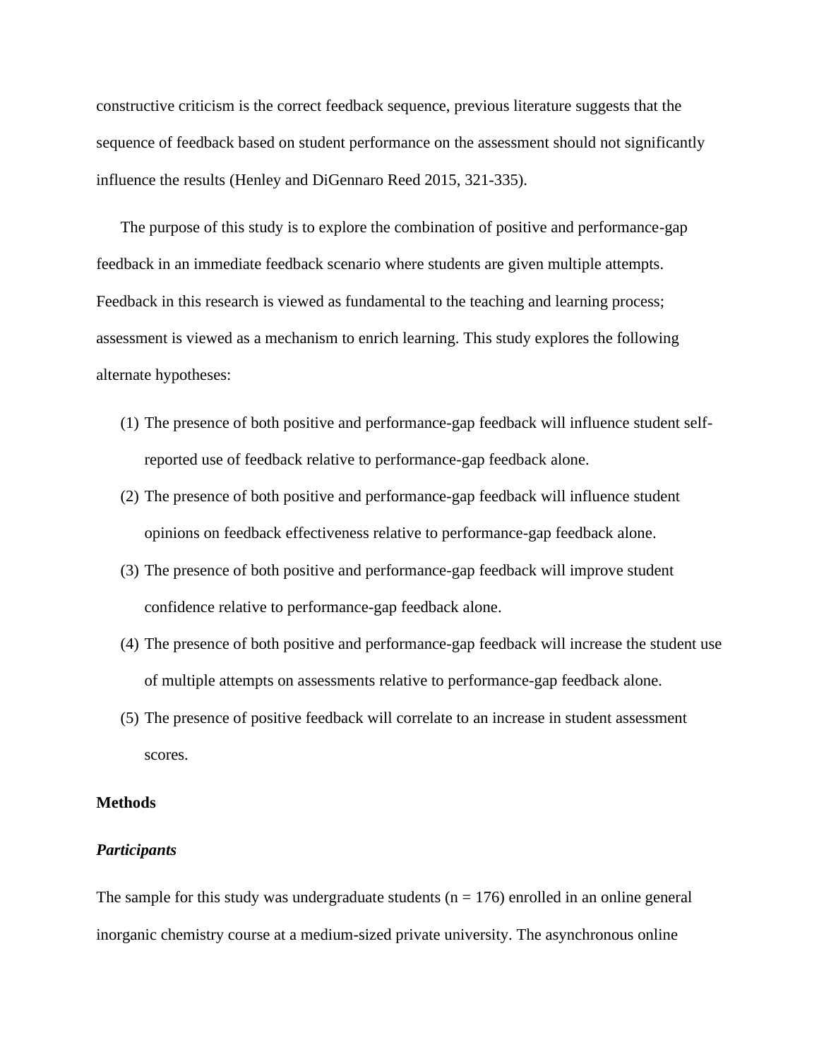constructive criticism is the correct feedback sequence, previous literature suggests that the sequence of feedback based on student performance on the assessment should not significantly influence the results (Henley and DiGennaro Reed 2015, 321-335).

The purpose of this study is to explore the combination of positive and performance-gap feedback in an immediate feedback scenario where students are given multiple attempts. Feedback in this research is viewed as fundamental to the teaching and learning process; assessment is viewed as a mechanism to enrich learning. This study explores the following alternate hypotheses:

(1) The presence of both positive and performance-gap feedback will influence student self-reported use of feedback relative to performance-gap feedback alone.

(2) The presence of both positive and performance-gap feedback will influence student opinions on feedback effectiveness relative to performance-gap feedback alone.

(3) The presence of both positive and performance-gap feedback will improve student confidence relative to performance-gap feedback alone.

(4) The presence of both positive and performance-gap feedback will increase the student use of multiple attempts on assessments relative to performance-gap feedback alone.

(5) The presence of positive feedback will correlate to an increase in student assessment scores.

## Methods

### *Participants*

The sample for this study was undergraduate students (n = 176) enrolled in an online general inorganic chemistry course at a medium-sized private university. The asynchronous online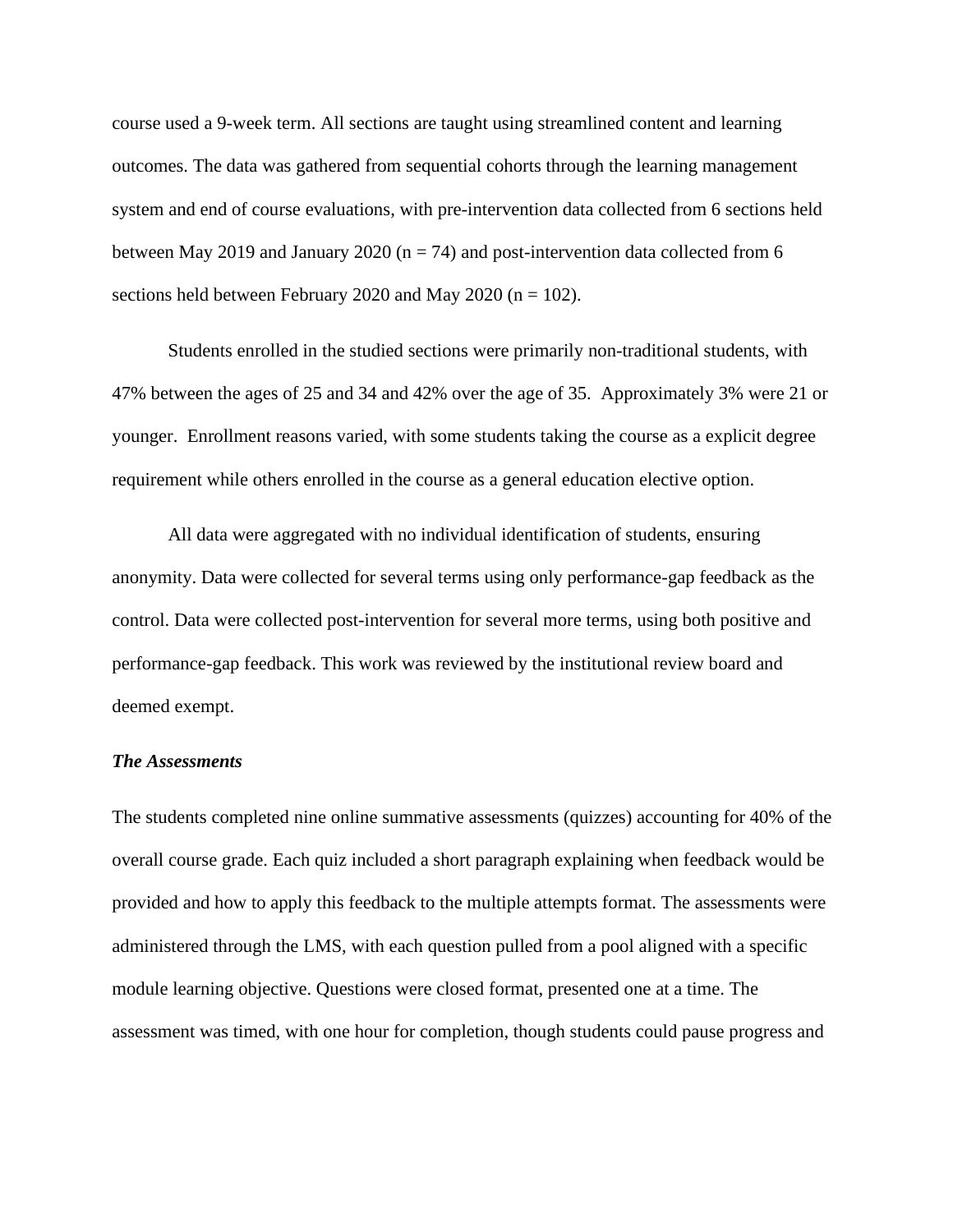course used a 9-week term. All sections are taught using streamlined content and learning outcomes. The data was gathered from sequential cohorts through the learning management system and end of course evaluations, with pre-intervention data collected from 6 sections held between May 2019 and January 2020 (n = 74) and post-intervention data collected from 6 sections held between February 2020 and May 2020 (n = 102).

Students enrolled in the studied sections were primarily non-traditional students, with 47% between the ages of 25 and 34 and 42% over the age of 35. Approximately 3% were 21 or younger. Enrollment reasons varied, with some students taking the course as a explicit degree requirement while others enrolled in the course as a general education elective option.

All data were aggregated with no individual identification of students, ensuring anonymity. Data were collected for several terms using only performance-gap feedback as the control. Data were collected post-intervention for several more terms, using both positive and performance-gap feedback. This work was reviewed by the institutional review board and deemed exempt.

### *The Assessments*

The students completed nine online summative assessments (quizzes) accounting for 40% of the overall course grade. Each quiz included a short paragraph explaining when feedback would be provided and how to apply this feedback to the multiple attempts format. The assessments were administered through the LMS, with each question pulled from a pool aligned with a specific module learning objective. Questions were closed format, presented one at a time. The assessment was timed, with one hour for completion, though students could pause progress and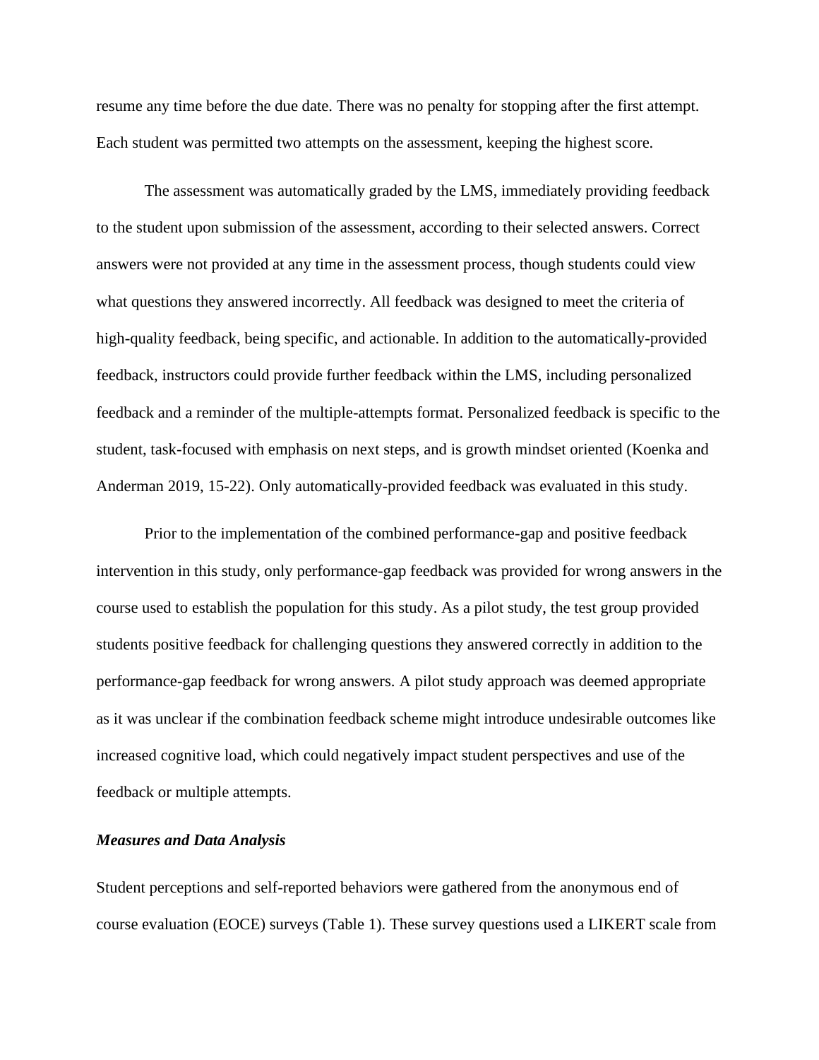resume any time before the due date. There was no penalty for stopping after the first attempt. Each student was permitted two attempts on the assessment, keeping the highest score.

The assessment was automatically graded by the LMS, immediately providing feedback to the student upon submission of the assessment, according to their selected answers. Correct answers were not provided at any time in the assessment process, though students could view what questions they answered incorrectly. All feedback was designed to meet the criteria of high-quality feedback, being specific, and actionable. In addition to the automatically-provided feedback, instructors could provide further feedback within the LMS, including personalized feedback and a reminder of the multiple-attempts format. Personalized feedback is specific to the student, task-focused with emphasis on next steps, and is growth mindset oriented (Koenka and Anderman 2019, 15-22). Only automatically-provided feedback was evaluated in this study.

Prior to the implementation of the combined performance-gap and positive feedback intervention in this study, only performance-gap feedback was provided for wrong answers in the course used to establish the population for this study. As a pilot study, the test group provided students positive feedback for challenging questions they answered correctly in addition to the performance-gap feedback for wrong answers. A pilot study approach was deemed appropriate as it was unclear if the combination feedback scheme might introduce undesirable outcomes like increased cognitive load, which could negatively impact student perspectives and use of the feedback or multiple attempts.

### *Measures and Data Analysis*

Student perceptions and self-reported behaviors were gathered from the anonymous end of course evaluation (EOCE) surveys (Table 1). These survey questions used a LIKERT scale from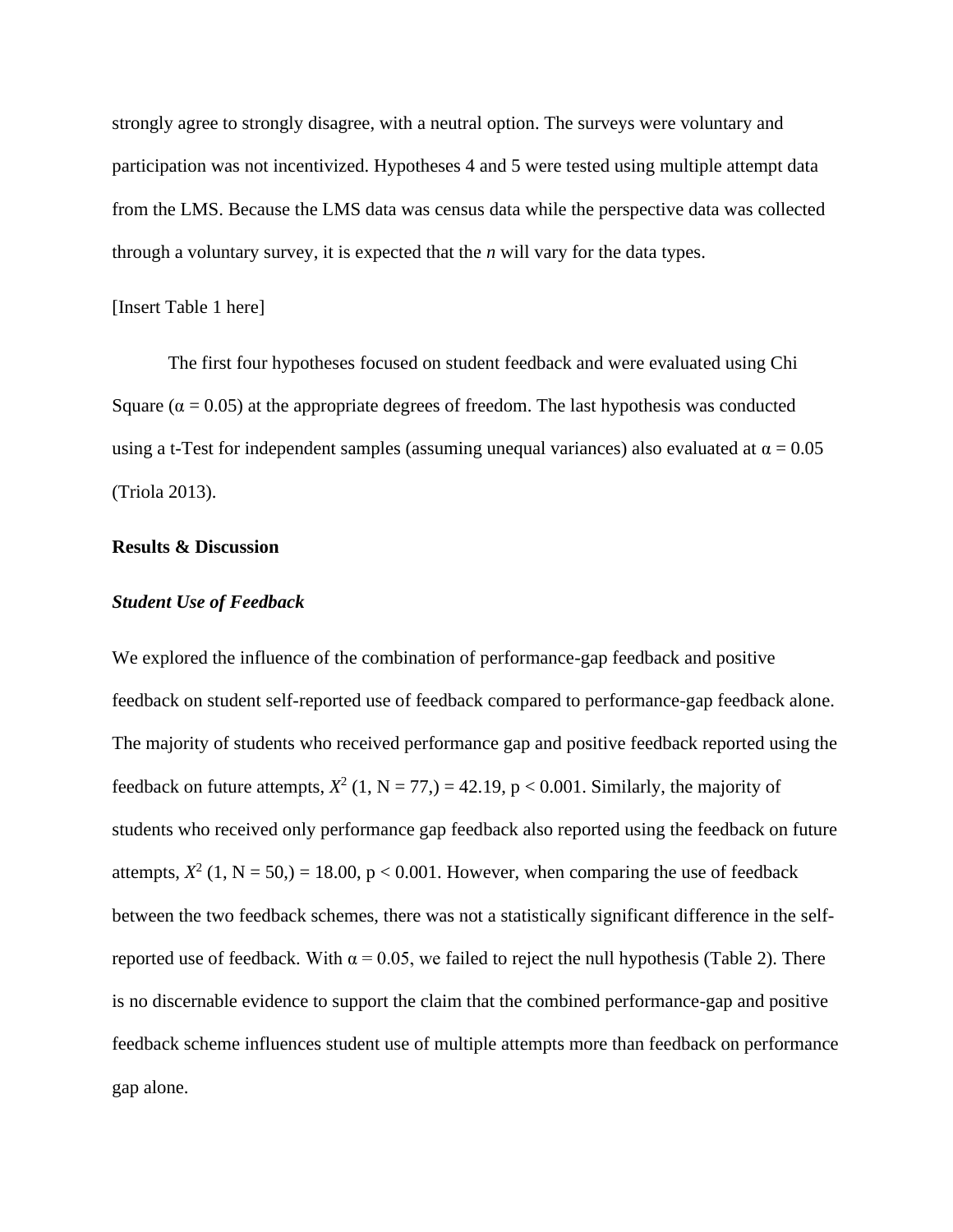strongly agree to strongly disagree, with a neutral option. The surveys were voluntary and participation was not incentivized. Hypotheses 4 and 5 were tested using multiple attempt data from the LMS. Because the LMS data was census data while the perspective data was collected through a voluntary survey, it is expected that the *n* will vary for the data types.

[Insert Table 1 here]

The first four hypotheses focused on student feedback and were evaluated using Chi Square ($\alpha = 0.05$) at the appropriate degrees of freedom. The last hypothesis was conducted using a t-Test for independent samples (assuming unequal variances) also evaluated at $\alpha = 0.05$ (Triola 2013).

**Results & Discussion**

***Student Use of Feedback***

We explored the influence of the combination of performance-gap feedback and positive feedback on student self-reported use of feedback compared to performance-gap feedback alone. The majority of students who received performance gap and positive feedback reported using the feedback on future attempts, $X^2$ (1, N = 77,) = 42.19, $p < 0.001$. Similarly, the majority of students who received only performance gap feedback also reported using the feedback on future attempts, $X^2$ (1, N = 50,) = 18.00, $p < 0.001$. However, when comparing the use of feedback between the two feedback schemes, there was not a statistically significant difference in the self-reported use of feedback. With $\alpha = 0.05$, we failed to reject the null hypothesis (Table 2). There is no discernable evidence to support the claim that the combined performance-gap and positive feedback scheme influences student use of multiple attempts more than feedback on performance gap alone.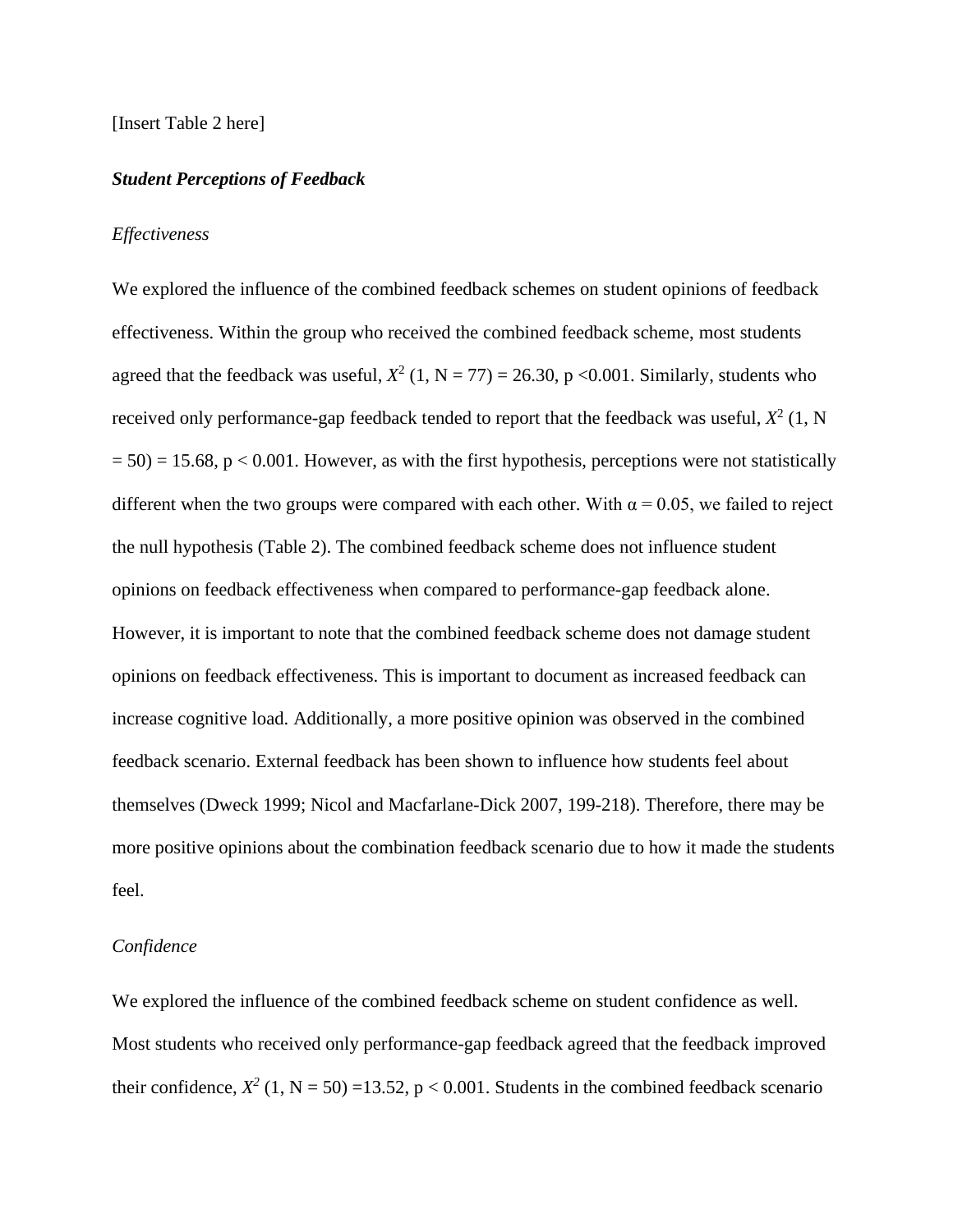[Insert Table 2 here]

***Student Perceptions of Feedback***

*Effectiveness*

We explored the influence of the combined feedback schemes on student opinions of feedback effectiveness. Within the group who received the combined feedback scheme, most students agreed that the feedback was useful, $X^2$ (1, N = 77) = 26.30, p <0.001. Similarly, students who received only performance-gap feedback tended to report that the feedback was useful, $X^2$ (1, N = 50) = 15.68, p < 0.001. However, as with the first hypothesis, perceptions were not statistically different when the two groups were compared with each other. With α = 0.05, we failed to reject the null hypothesis (Table 2). The combined feedback scheme does not influence student opinions on feedback effectiveness when compared to performance-gap feedback alone. However, it is important to note that the combined feedback scheme does not damage student opinions on feedback effectiveness. This is important to document as increased feedback can increase cognitive load. Additionally, a more positive opinion was observed in the combined feedback scenario. External feedback has been shown to influence how students feel about themselves (Dweck 1999; Nicol and Macfarlane-Dick 2007, 199-218). Therefore, there may be more positive opinions about the combination feedback scenario due to how it made the students feel.

*Confidence*

We explored the influence of the combined feedback scheme on student confidence as well. Most students who received only performance-gap feedback agreed that the feedback improved their confidence, $X^2$ (1, N = 50) =13.52, p < 0.001. Students in the combined feedback scenario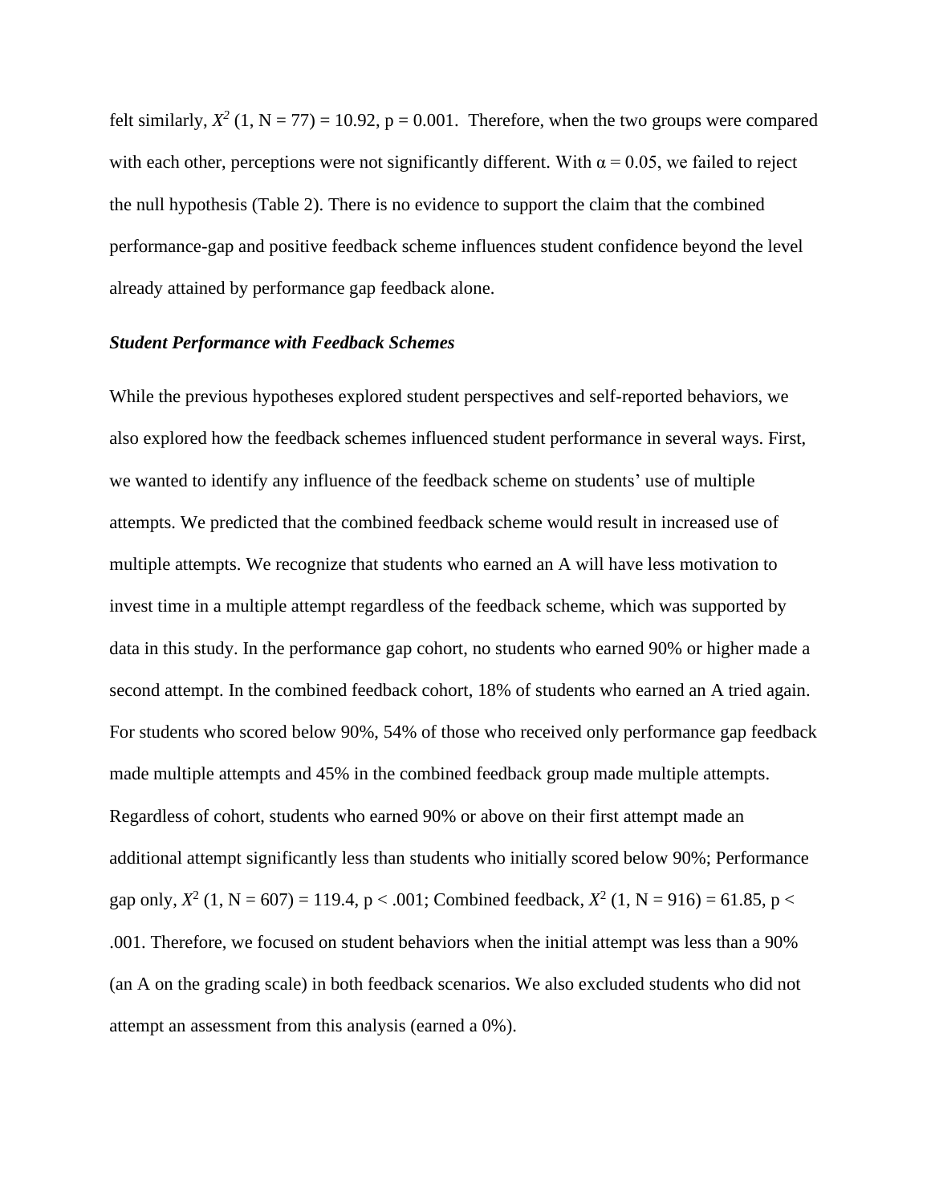felt similarly, $X^2$ (1, N = 77) = 10.92, p = 0.001. Therefore, when the two groups were compared with each other, perceptions were not significantly different. With α = 0.05, we failed to reject the null hypothesis (Table 2). There is no evidence to support the claim that the combined performance-gap and positive feedback scheme influences student confidence beyond the level already attained by performance gap feedback alone.

***Student Performance with Feedback Schemes***

While the previous hypotheses explored student perspectives and self-reported behaviors, we also explored how the feedback schemes influenced student performance in several ways. First, we wanted to identify any influence of the feedback scheme on students' use of multiple attempts. We predicted that the combined feedback scheme would result in increased use of multiple attempts. We recognize that students who earned an A will have less motivation to invest time in a multiple attempt regardless of the feedback scheme, which was supported by data in this study. In the performance gap cohort, no students who earned 90% or higher made a second attempt. In the combined feedback cohort, 18% of students who earned an A tried again. For students who scored below 90%, 54% of those who received only performance gap feedback made multiple attempts and 45% in the combined feedback group made multiple attempts. Regardless of cohort, students who earned 90% or above on their first attempt made an additional attempt significantly less than students who initially scored below 90%; Performance gap only, $X^2$ (1, N = 607) = 119.4, p < .001; Combined feedback, $X^2$ (1, N = 916) = 61.85, p < .001. Therefore, we focused on student behaviors when the initial attempt was less than a 90% (an A on the grading scale) in both feedback scenarios. We also excluded students who did not attempt an assessment from this analysis (earned a 0%).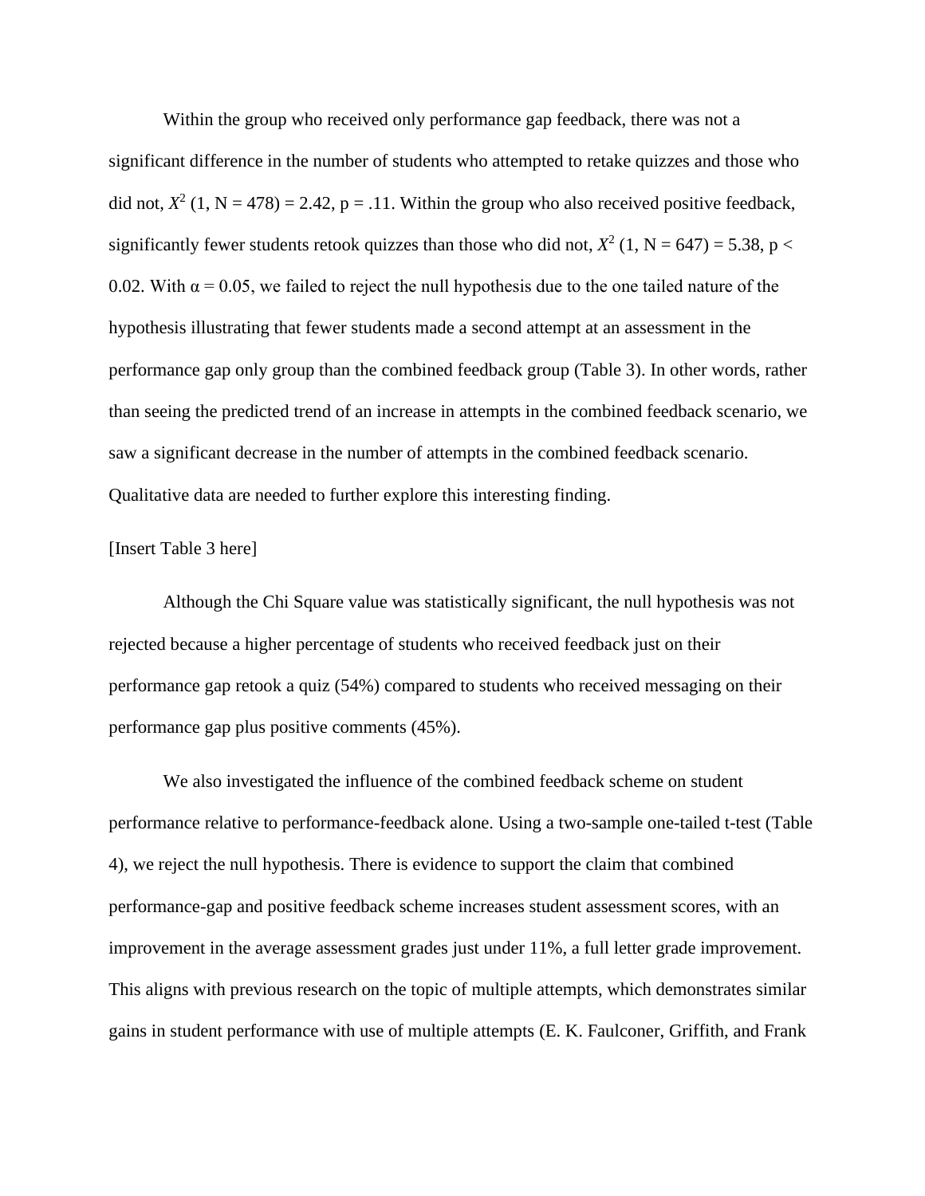Within the group who received only performance gap feedback, there was not a significant difference in the number of students who attempted to retake quizzes and those who did not, $X^2$ (1, N = 478) = 2.42, p = .11. Within the group who also received positive feedback, significantly fewer students retook quizzes than those who did not, $X^2$ (1, N = 647) = 5.38, p < 0.02. With α = 0.05, we failed to reject the null hypothesis due to the one tailed nature of the hypothesis illustrating that fewer students made a second attempt at an assessment in the performance gap only group than the combined feedback group (Table 3). In other words, rather than seeing the predicted trend of an increase in attempts in the combined feedback scenario, we saw a significant decrease in the number of attempts in the combined feedback scenario. Qualitative data are needed to further explore this interesting finding.

[Insert Table 3 here]

Although the Chi Square value was statistically significant, the null hypothesis was not rejected because a higher percentage of students who received feedback just on their performance gap retook a quiz (54%) compared to students who received messaging on their performance gap plus positive comments (45%).

We also investigated the influence of the combined feedback scheme on student performance relative to performance-feedback alone. Using a two-sample one-tailed t-test (Table 4), we reject the null hypothesis. There is evidence to support the claim that combined performance-gap and positive feedback scheme increases student assessment scores, with an improvement in the average assessment grades just under 11%, a full letter grade improvement. This aligns with previous research on the topic of multiple attempts, which demonstrates similar gains in student performance with use of multiple attempts (E. K. Faulconer, Griffith, and Frank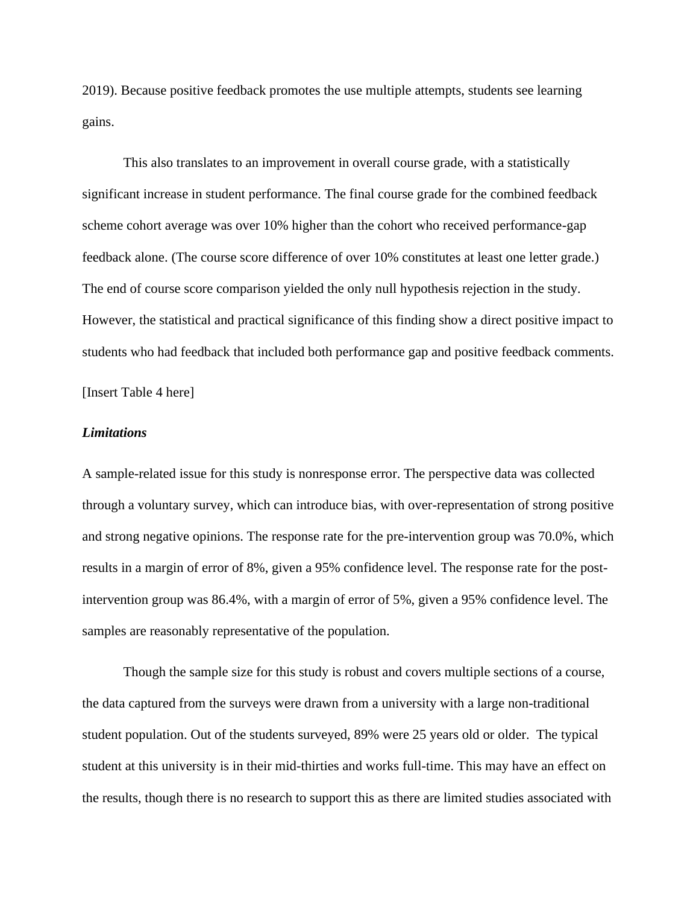2019). Because positive feedback promotes the use multiple attempts, students see learning gains.

This also translates to an improvement in overall course grade, with a statistically significant increase in student performance. The final course grade for the combined feedback scheme cohort average was over 10% higher than the cohort who received performance-gap feedback alone. (The course score difference of over 10% constitutes at least one letter grade.) The end of course score comparison yielded the only null hypothesis rejection in the study. However, the statistical and practical significance of this finding show a direct positive impact to students who had feedback that included both performance gap and positive feedback comments.

[Insert Table 4 here]

### *Limitations*

A sample-related issue for this study is nonresponse error. The perspective data was collected through a voluntary survey, which can introduce bias, with over-representation of strong positive and strong negative opinions. The response rate for the pre-intervention group was 70.0%, which results in a margin of error of 8%, given a 95% confidence level. The response rate for the post-intervention group was 86.4%, with a margin of error of 5%, given a 95% confidence level. The samples are reasonably representative of the population.

Though the sample size for this study is robust and covers multiple sections of a course, the data captured from the surveys were drawn from a university with a large non-traditional student population. Out of the students surveyed, 89% were 25 years old or older. The typical student at this university is in their mid-thirties and works full-time. This may have an effect on the results, though there is no research to support this as there are limited studies associated with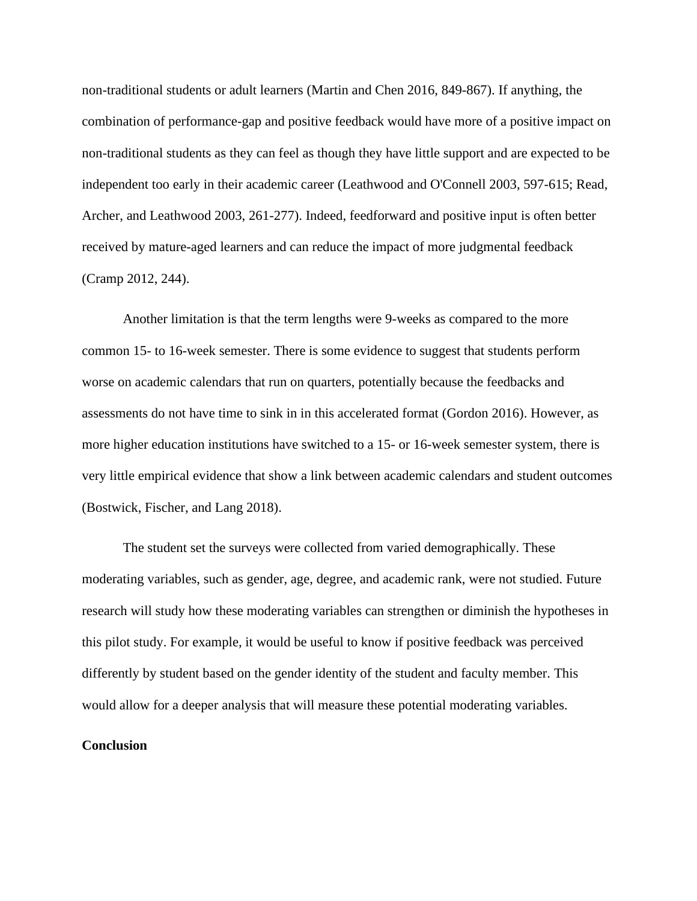non-traditional students or adult learners (Martin and Chen 2016, 849-867). If anything, the combination of performance-gap and positive feedback would have more of a positive impact on non-traditional students as they can feel as though they have little support and are expected to be independent too early in their academic career (Leathwood and O'Connell 2003, 597-615; Read, Archer, and Leathwood 2003, 261-277). Indeed, feedforward and positive input is often better received by mature-aged learners and can reduce the impact of more judgmental feedback (Cramp 2012, 244).

Another limitation is that the term lengths were 9-weeks as compared to the more common 15- to 16-week semester. There is some evidence to suggest that students perform worse on academic calendars that run on quarters, potentially because the feedbacks and assessments do not have time to sink in in this accelerated format (Gordon 2016). However, as more higher education institutions have switched to a 15- or 16-week semester system, there is very little empirical evidence that show a link between academic calendars and student outcomes (Bostwick, Fischer, and Lang 2018).

The student set the surveys were collected from varied demographically. These moderating variables, such as gender, age, degree, and academic rank, were not studied. Future research will study how these moderating variables can strengthen or diminish the hypotheses in this pilot study. For example, it would be useful to know if positive feedback was perceived differently by student based on the gender identity of the student and faculty member. This would allow for a deeper analysis that will measure these potential moderating variables.

**Conclusion**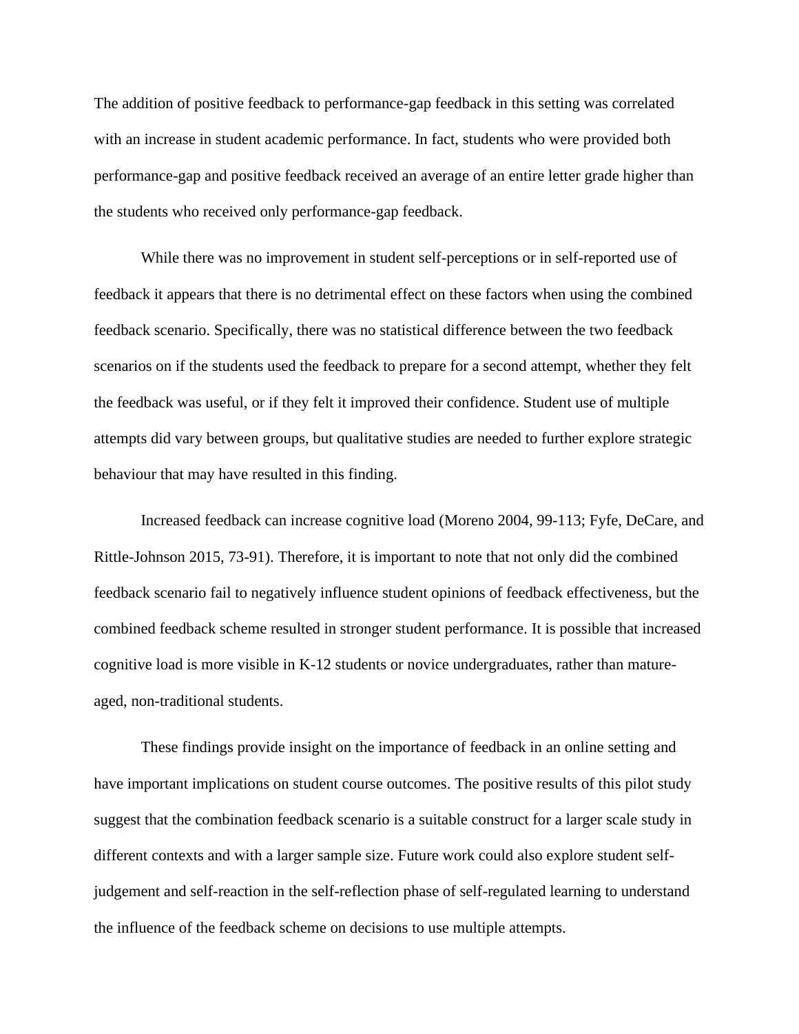The addition of positive feedback to performance-gap feedback in this setting was correlated with an increase in student academic performance. In fact, students who were provided both performance-gap and positive feedback received an average of an entire letter grade higher than the students who received only performance-gap feedback.

While there was no improvement in student self-perceptions or in self-reported use of feedback it appears that there is no detrimental effect on these factors when using the combined feedback scenario. Specifically, there was no statistical difference between the two feedback scenarios on if the students used the feedback to prepare for a second attempt, whether they felt the feedback was useful, or if they felt it improved their confidence. Student use of multiple attempts did vary between groups, but qualitative studies are needed to further explore strategic behaviour that may have resulted in this finding.

Increased feedback can increase cognitive load (Moreno 2004, 99-113; Fyfe, DeCare, and Rittle-Johnson 2015, 73-91). Therefore, it is important to note that not only did the combined feedback scenario fail to negatively influence student opinions of feedback effectiveness, but the combined feedback scheme resulted in stronger student performance. It is possible that increased cognitive load is more visible in K-12 students or novice undergraduates, rather than mature-aged, non-traditional students.

These findings provide insight on the importance of feedback in an online setting and have important implications on student course outcomes. The positive results of this pilot study suggest that the combination feedback scenario is a suitable construct for a larger scale study in different contexts and with a larger sample size. Future work could also explore student self-judgement and self-reaction in the self-reflection phase of self-regulated learning to understand the influence of the feedback scheme on decisions to use multiple attempts.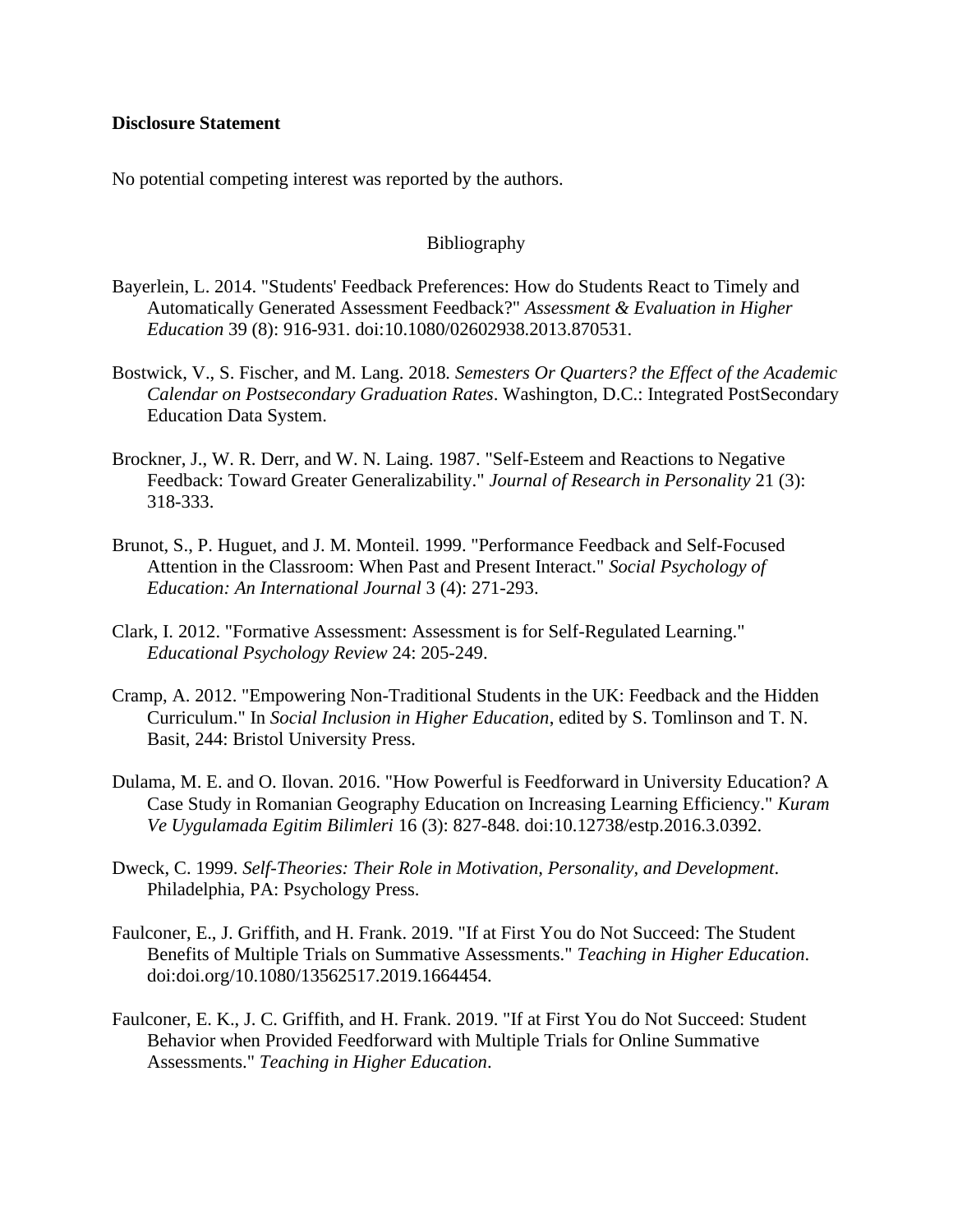**Disclosure Statement**

No potential competing interest was reported by the authors.

## Bibliography

Bayerlein, L. 2014. "Students' Feedback Preferences: How do Students React to Timely and Automatically Generated Assessment Feedback?" *Assessment & Evaluation in Higher Education* 39 (8): 916-931. doi:10.1080/02602938.2013.870531.

Bostwick, V., S. Fischer, and M. Lang. 2018. *Semesters Or Quarters? the Effect of the Academic Calendar on Postsecondary Graduation Rates*. Washington, D.C.: Integrated PostSecondary Education Data System.

Brockner, J., W. R. Derr, and W. N. Laing. 1987. "Self-Esteem and Reactions to Negative Feedback: Toward Greater Generalizability." *Journal of Research in Personality* 21 (3): 318-333.

Brunot, S., P. Huguet, and J. M. Monteil. 1999. "Performance Feedback and Self-Focused Attention in the Classroom: When Past and Present Interact." *Social Psychology of Education: An International Journal* 3 (4): 271-293.

Clark, I. 2012. "Formative Assessment: Assessment is for Self-Regulated Learning." *Educational Psychology Review* 24: 205-249.

Cramp, A. 2012. "Empowering Non-Traditional Students in the UK: Feedback and the Hidden Curriculum." In *Social Inclusion in Higher Education*, edited by S. Tomlinson and T. N. Basit, 244: Bristol University Press.

Dulama, M. E. and O. Ilovan. 2016. "How Powerful is Feedforward in University Education? A Case Study in Romanian Geography Education on Increasing Learning Efficiency." *Kuram Ve Uygulamada Egitim Bilimleri* 16 (3): 827-848. doi:10.12738/estp.2016.3.0392.

Dweck, C. 1999. *Self-Theories: Their Role in Motivation, Personality, and Development*. Philadelphia, PA: Psychology Press.

Faulconer, E., J. Griffith, and H. Frank. 2019. "If at First You do Not Succeed: The Student Benefits of Multiple Trials on Summative Assessments." *Teaching in Higher Education*. doi:doi.org/10.1080/13562517.2019.1664454.

Faulconer, E. K., J. C. Griffith, and H. Frank. 2019. "If at First You do Not Succeed: Student Behavior when Provided Feedforward with Multiple Trials for Online Summative Assessments." *Teaching in Higher Education*.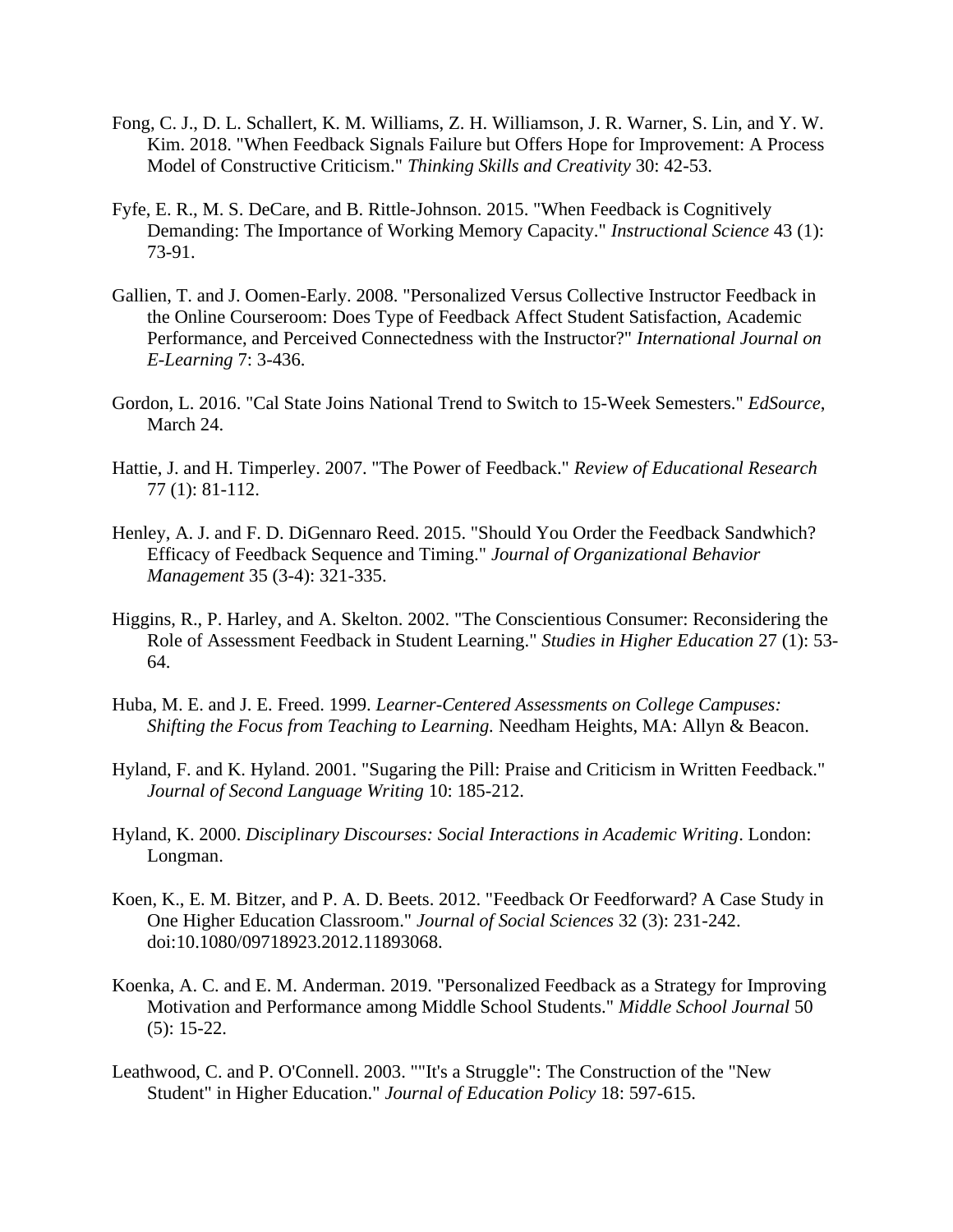Fong, C. J., D. L. Schallert, K. M. Williams, Z. H. Williamson, J. R. Warner, S. Lin, and Y. W. Kim. 2018. "When Feedback Signals Failure but Offers Hope for Improvement: A Process Model of Constructive Criticism." *Thinking Skills and Creativity* 30: 42-53.

Fyfe, E. R., M. S. DeCare, and B. Rittle-Johnson. 2015. "When Feedback is Cognitively Demanding: The Importance of Working Memory Capacity." *Instructional Science* 43 (1): 73-91.

Gallien, T. and J. Oomen-Early. 2008. "Personalized Versus Collective Instructor Feedback in the Online Courseroom: Does Type of Feedback Affect Student Satisfaction, Academic Performance, and Perceived Connectedness with the Instructor?" *International Journal on E-Learning* 7: 3-436.

Gordon, L. 2016. "Cal State Joins National Trend to Switch to 15-Week Semesters." *EdSource*, March 24.

Hattie, J. and H. Timperley. 2007. "The Power of Feedback." *Review of Educational Research* 77 (1): 81-112.

Henley, A. J. and F. D. DiGennaro Reed. 2015. "Should You Order the Feedback Sandwhich? Efficacy of Feedback Sequence and Timing." *Journal of Organizational Behavior Management* 35 (3-4): 321-335.

Higgins, R., P. Harley, and A. Skelton. 2002. "The Conscientious Consumer: Reconsidering the Role of Assessment Feedback in Student Learning." *Studies in Higher Education* 27 (1): 53-64.

Huba, M. E. and J. E. Freed. 1999. *Learner-Centered Assessments on College Campuses: Shifting the Focus from Teaching to Learning.* Needham Heights, MA: Allyn & Beacon.

Hyland, F. and K. Hyland. 2001. "Sugaring the Pill: Praise and Criticism in Written Feedback." *Journal of Second Language Writing* 10: 185-212.

Hyland, K. 2000. *Disciplinary Discourses: Social Interactions in Academic Writing*. London: Longman.

Koen, K., E. M. Bitzer, and P. A. D. Beets. 2012. "Feedback Or Feedforward? A Case Study in One Higher Education Classroom." *Journal of Social Sciences* 32 (3): 231-242. doi:10.1080/09718923.2012.11893068.

Koenka, A. C. and E. M. Anderman. 2019. "Personalized Feedback as a Strategy for Improving Motivation and Performance among Middle School Students." *Middle School Journal* 50 (5): 15-22.

Leathwood, C. and P. O'Connell. 2003. ""It's a Struggle": The Construction of the "New Student" in Higher Education." *Journal of Education Policy* 18: 597-615.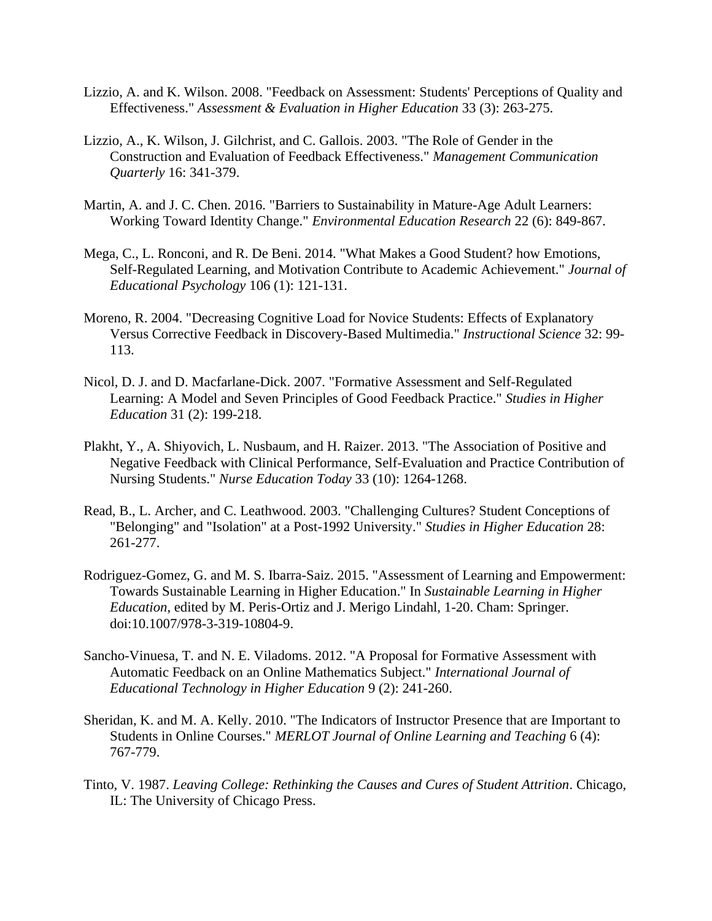Lizzio, A. and K. Wilson. 2008. "Feedback on Assessment: Students' Perceptions of Quality and Effectiveness." *Assessment & Evaluation in Higher Education* 33 (3): 263-275.

Lizzio, A., K. Wilson, J. Gilchrist, and C. Gallois. 2003. "The Role of Gender in the Construction and Evaluation of Feedback Effectiveness." *Management Communication Quarterly* 16: 341-379.

Martin, A. and J. C. Chen. 2016. "Barriers to Sustainability in Mature-Age Adult Learners: Working Toward Identity Change." *Environmental Education Research* 22 (6): 849-867.

Mega, C., L. Ronconi, and R. De Beni. 2014. "What Makes a Good Student? how Emotions, Self-Regulated Learning, and Motivation Contribute to Academic Achievement." *Journal of Educational Psychology* 106 (1): 121-131.

Moreno, R. 2004. "Decreasing Cognitive Load for Novice Students: Effects of Explanatory Versus Corrective Feedback in Discovery-Based Multimedia." *Instructional Science* 32: 99-113.

Nicol, D. J. and D. Macfarlane-Dick. 2007. "Formative Assessment and Self-Regulated Learning: A Model and Seven Principles of Good Feedback Practice." *Studies in Higher Education* 31 (2): 199-218.

Plakht, Y., A. Shiyovich, L. Nusbaum, and H. Raizer. 2013. "The Association of Positive and Negative Feedback with Clinical Performance, Self-Evaluation and Practice Contribution of Nursing Students." *Nurse Education Today* 33 (10): 1264-1268.

Read, B., L. Archer, and C. Leathwood. 2003. "Challenging Cultures? Student Conceptions of "Belonging" and "Isolation" at a Post-1992 University." *Studies in Higher Education* 28: 261-277.

Rodriguez-Gomez, G. and M. S. Ibarra-Saiz. 2015. "Assessment of Learning and Empowerment: Towards Sustainable Learning in Higher Education." In *Sustainable Learning in Higher Education*, edited by M. Peris-Ortiz and J. Merigo Lindahl, 1-20. Cham: Springer. doi:10.1007/978-3-319-10804-9.

Sancho-Vinuesa, T. and N. E. Viladoms. 2012. "A Proposal for Formative Assessment with Automatic Feedback on an Online Mathematics Subject." *International Journal of Educational Technology in Higher Education* 9 (2): 241-260.

Sheridan, K. and M. A. Kelly. 2010. "The Indicators of Instructor Presence that are Important to Students in Online Courses." *MERLOT Journal of Online Learning and Teaching* 6 (4): 767-779.

Tinto, V. 1987. *Leaving College: Rethinking the Causes and Cures of Student Attrition*. Chicago, IL: The University of Chicago Press.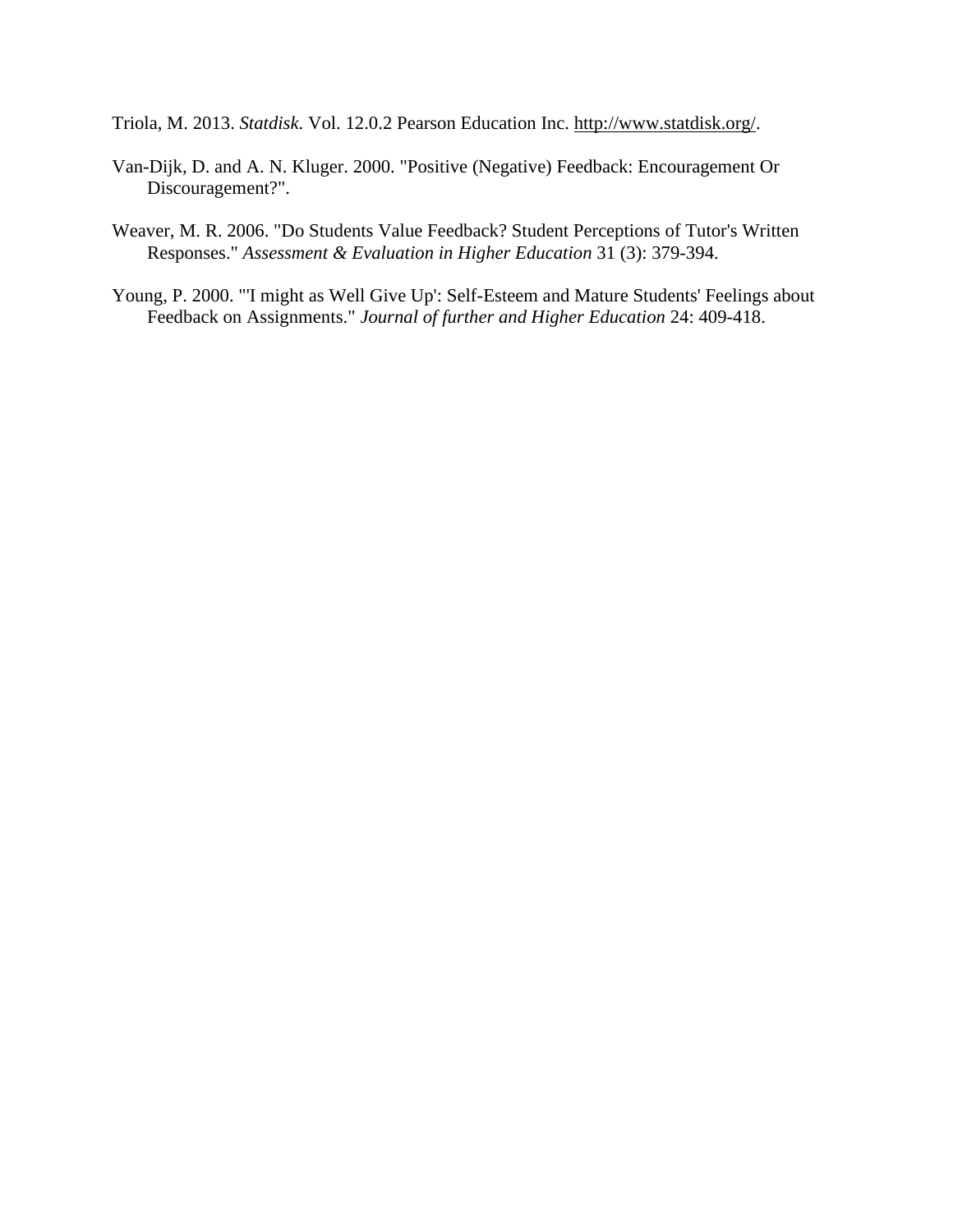Triola, M. 2013. *Statdisk*. Vol. 12.0.2 Pearson Education Inc. http://www.statdisk.org/.

Van-Dijk, D. and A. N. Kluger. 2000. "Positive (Negative) Feedback: Encouragement Or Discouragement?".

Weaver, M. R. 2006. "Do Students Value Feedback? Student Perceptions of Tutor's Written Responses." *Assessment & Evaluation in Higher Education* 31 (3): 379-394.

Young, P. 2000. "'I might as Well Give Up': Self-Esteem and Mature Students' Feelings about Feedback on Assignments." *Journal of further and Higher Education* 24: 409-418.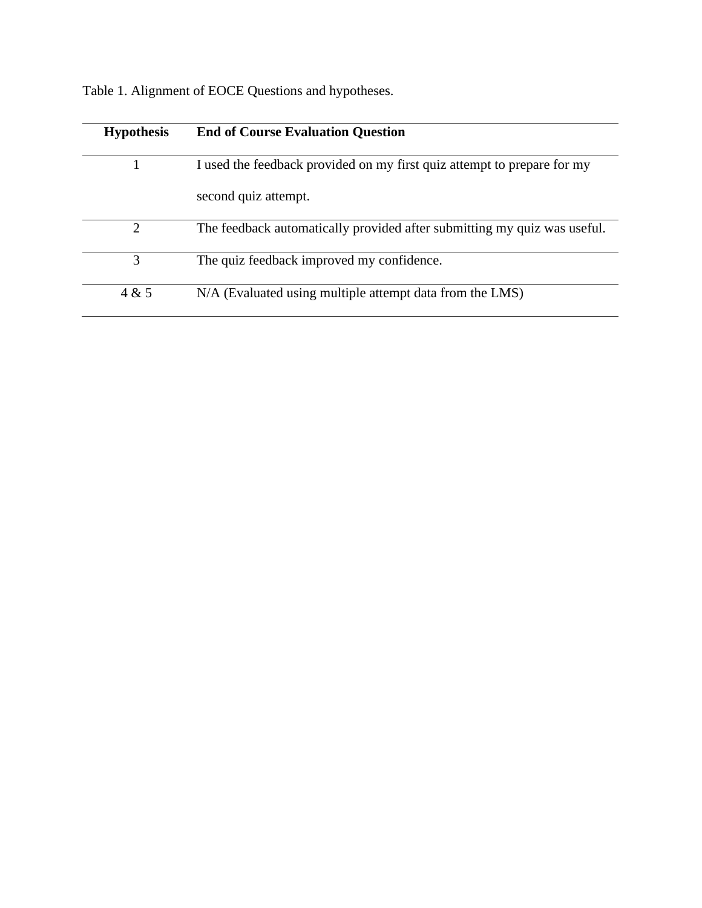Table 1. Alignment of EOCE Questions and hypotheses.

| Hypothesis | End of Course Evaluation Question |
|---|---|
| 1 | I used the feedback provided on my first quiz attempt to prepare for my second quiz attempt. |
| 2 | The feedback automatically provided after submitting my quiz was useful. |
| 3 | The quiz feedback improved my confidence. |
| 4 & 5 | N/A (Evaluated using multiple attempt data from the LMS) |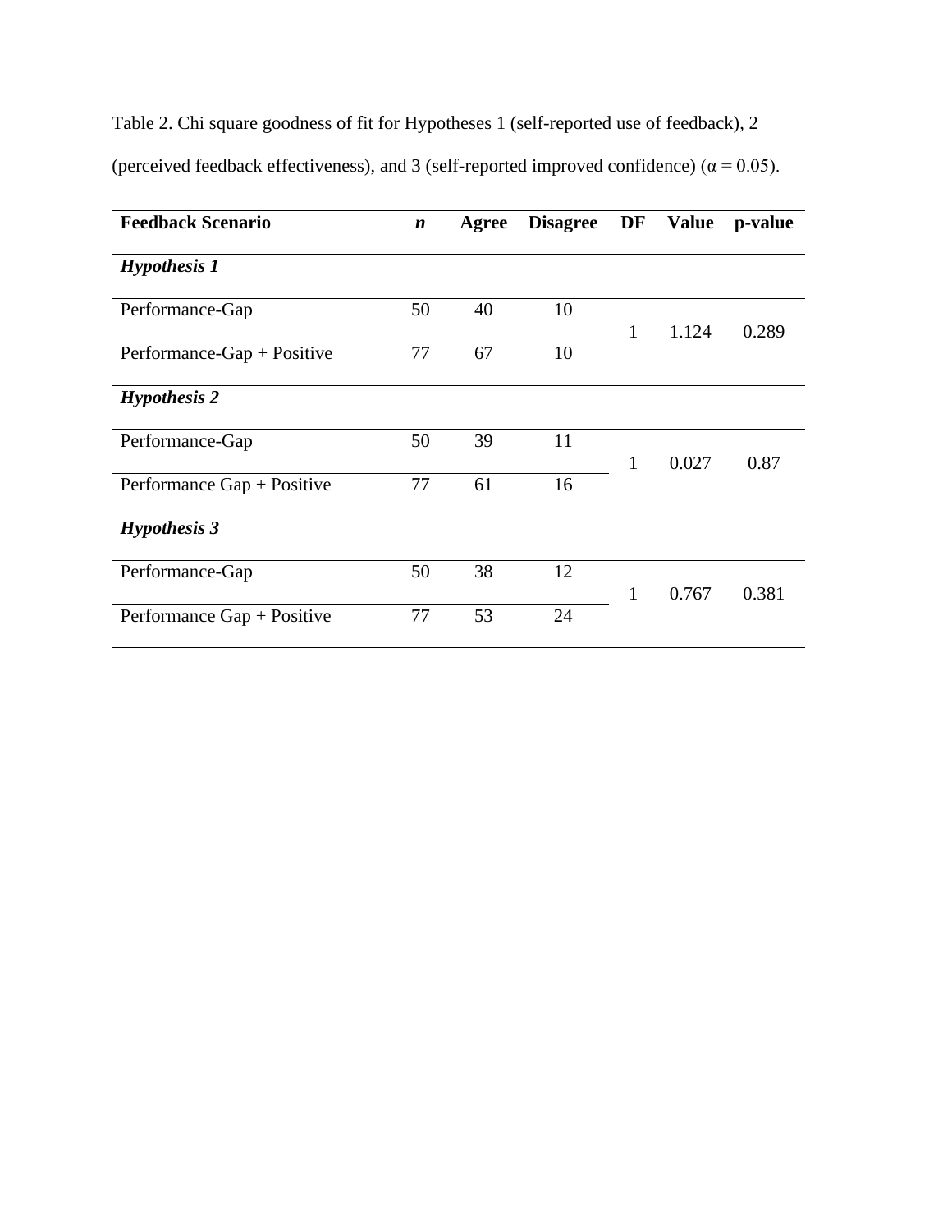Table 2. Chi square goodness of fit for Hypotheses 1 (self-reported use of feedback), 2 (perceived feedback effectiveness), and 3 (self-reported improved confidence) (α = 0.05).

| **Feedback Scenario** | ***n*** | **Agree** | **Disagree** | **DF** | **Value** | **p-value** |
|---|---|---|---|---|---|---|
| ***Hypothesis 1*** | | | | | | |
| Performance-Gap | 50 | 40 | 10 | 1 | 1.124 | 0.289 |
| Performance-Gap + Positive | 77 | 67 | 10 | | | |
| ***Hypothesis 2*** | | | | | | |
| Performance-Gap | 50 | 39 | 11 | 1 | 0.027 | 0.87 |
| Performance Gap + Positive | 77 | 61 | 16 | | | |
| ***Hypothesis 3*** | | | | | | |
| Performance-Gap | 50 | 38 | 12 | 1 | 0.767 | 0.381 |
| Performance Gap + Positive | 77 | 53 | 24 | | | |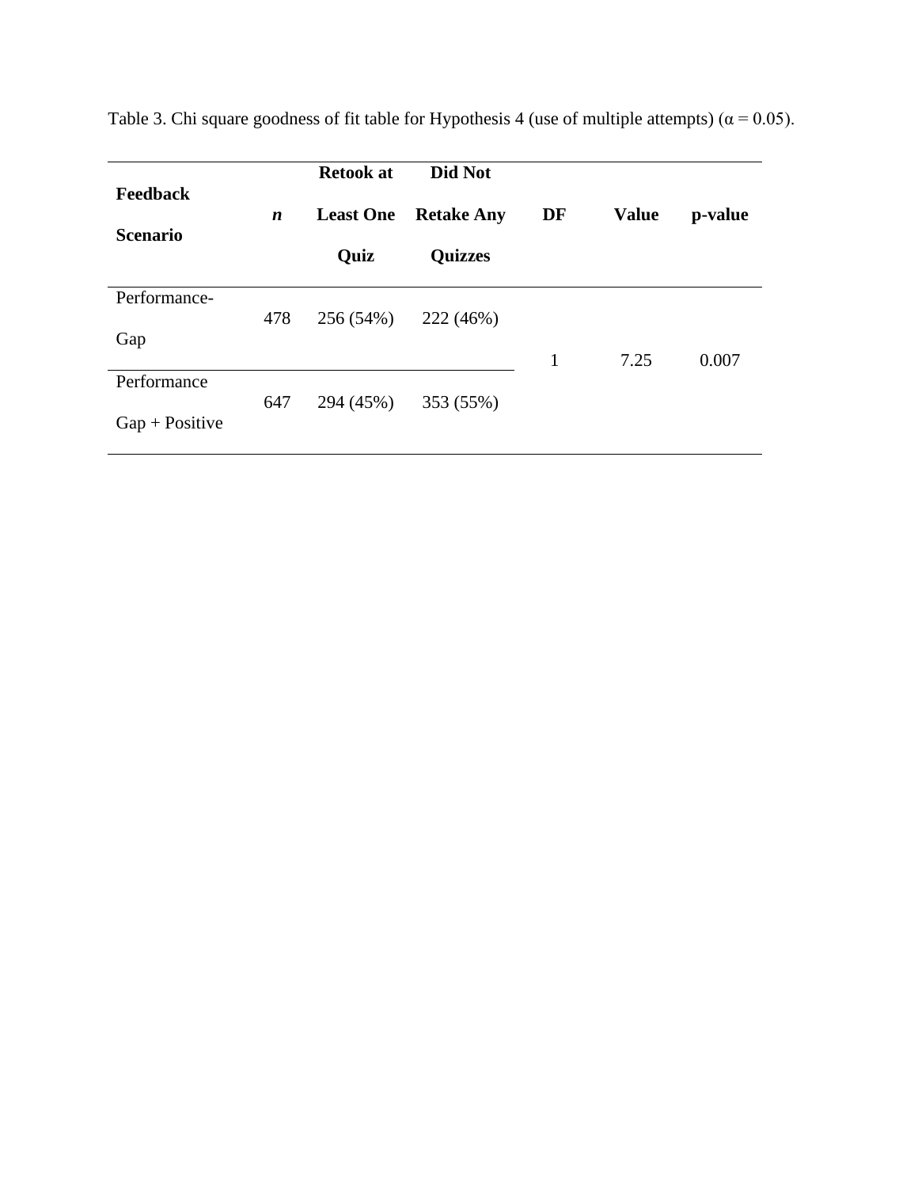Table 3. Chi square goodness of fit table for Hypothesis 4 (use of multiple attempts) (α = 0.05).

| Feedback Scenario | *n* | Retook at Least One Quiz | Did Not Retake Any Quizzes | DF | Value | p-value |
|---|---|---|---|---|---|---|
| Performance-Gap | 478 | 256 (54%) | 222 (46%) | 1 | 7.25 | 0.007 |
| Performance Gap + Positive | 647 | 294 (45%) | 353 (55%) | | | |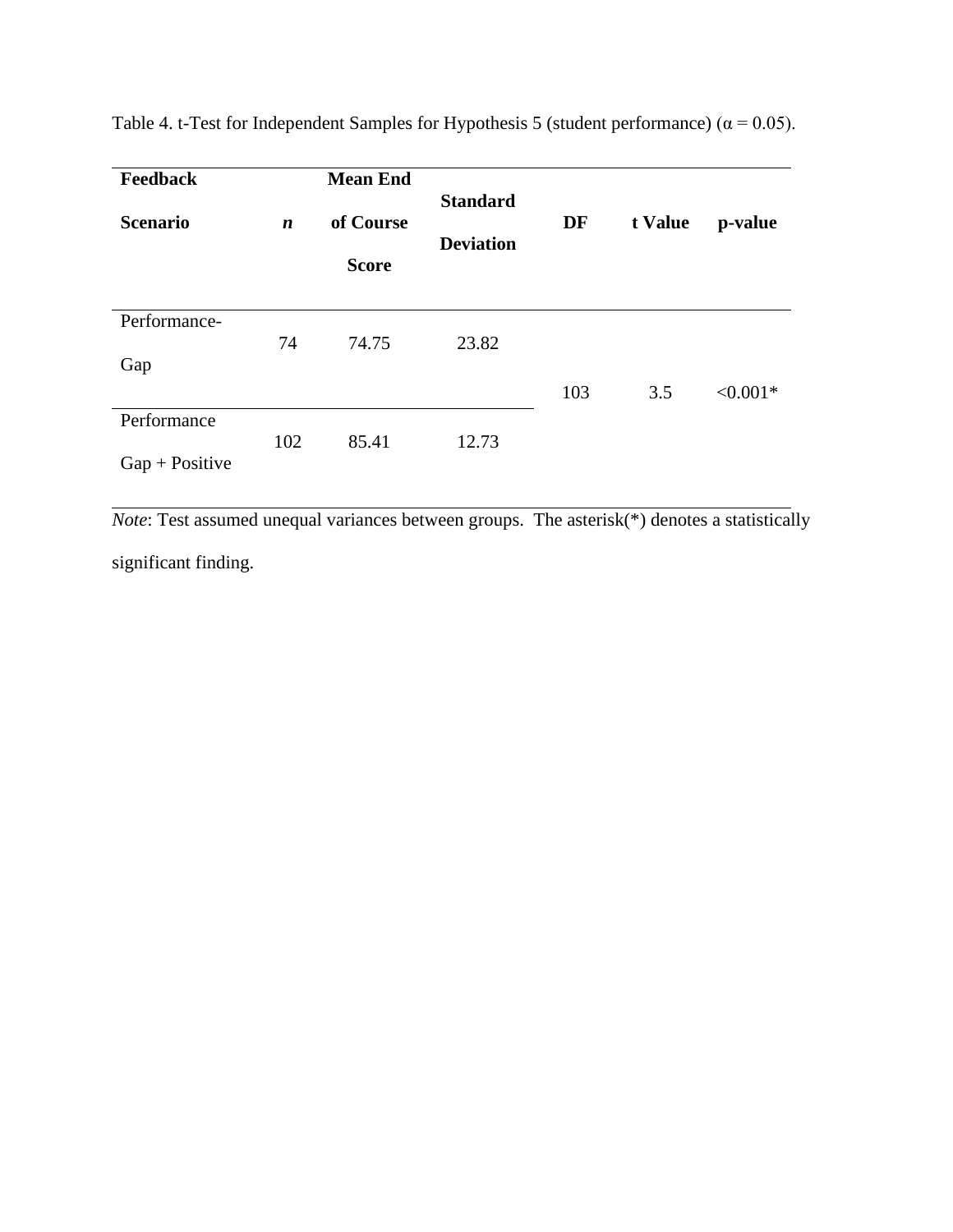Table 4. t-Test for Independent Samples for Hypothesis 5 (student performance) ($\alpha = 0.05$).

| **Feedback Scenario** | ***n*** | **Mean End of Course Score** | **Standard Deviation** | **DF** | **t Value** | **p-value** |
|---|---|---|---|---|---|---|
| Performance-Gap | 74 | 74.75 | 23.82 | 103 | 3.5 | <0.001* |
| Performance Gap + Positive | 102 | 85.41 | 12.73 | | | |

*Note*: Test assumed unequal variances between groups. The asterisk(*) denotes a statistically significant finding.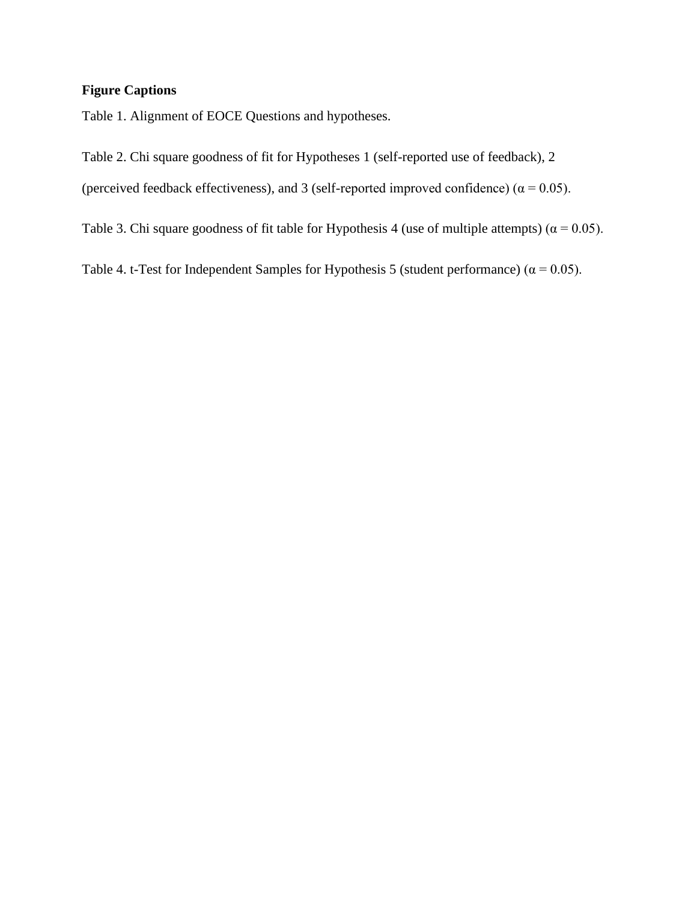**Figure Captions**

Table 1. Alignment of EOCE Questions and hypotheses.

Table 2. Chi square goodness of fit for Hypotheses 1 (self-reported use of feedback), 2 (perceived feedback effectiveness), and 3 (self-reported improved confidence) ($\alpha = 0.05$).

Table 3. Chi square goodness of fit table for Hypothesis 4 (use of multiple attempts) ($\alpha = 0.05$).

Table 4. t-Test for Independent Samples for Hypothesis 5 (student performance) ($\alpha = 0.05$).